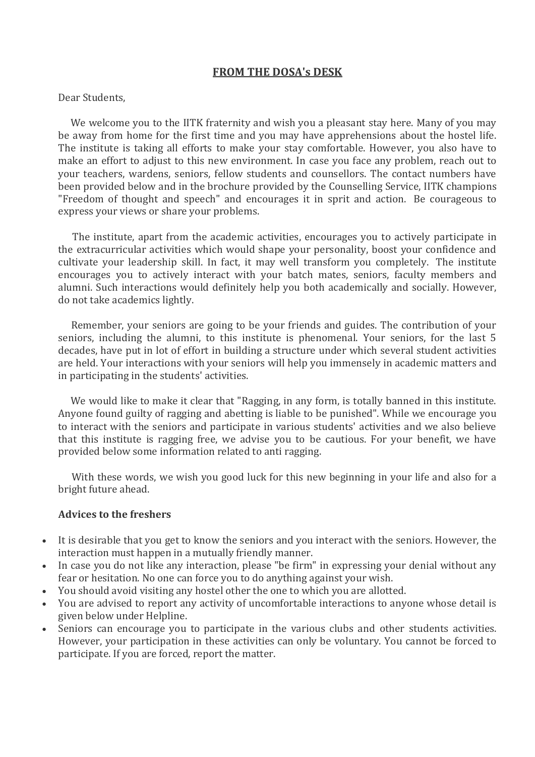## FROM THE DOSA's DESK

Dear Students,

We welcome you to the IITK fraternity and wish you a pleasant stay here. Many of you may be away from home for the first time and you may have apprehensions about the hostel life. The institute is taking all efforts to make your stay comfortable. However, you also have to make an effort to adjust to this new environment. In case you face any problem, reach out to your teachers, wardens, seniors, fellow students and counsellors. The contact numbers have been provided below and in the brochure provided by the Counselling Service, IITK champions "Freedom of thought and speech" and encourages it in sprit and action. Be courageous to express your views or share your problems.

The institute, apart from the academic activities, encourages you to actively participate in the extracurricular activities which would shape your personality, boost your confidence and cultivate your leadership skill. In fact, it may well transform you completely. The institute encourages you to actively interact with your batch mates, seniors, faculty members and alumni. Such interactions would definitely help you both academically and socially. However, do not take academics lightly.

Remember, your seniors are going to be your friends and guides. The contribution of your seniors, including the alumni, to this institute is phenomenal. Your seniors, for the last 5 decades, have put in lot of effort in building a structure under which several student activities are held. Your interactions with your seniors will help you immensely in academic matters and in participating in the students' activities.

We would like to make it clear that "Ragging, in any form, is totally banned in this institute. Anyone found guilty of ragging and abetting is liable to be punished". While we encourage you to interact with the seniors and participate in various students' activities and we also believe that this institute is ragging free, we advise you to be cautious. For your benefit, we have provided below some information related to anti ragging.

With these words, we wish you good luck for this new beginning in your life and also for a bright future ahead.

**Advices to the freshers**

- It is desirable that you get to know the seniors and you interact with the seniors. However, the interaction must happen in a mutually friendly manner.
- In case you do not like any interaction, please "be firm" in expressing your denial without any fear or hesitation. No one can force you to do anything against your wish.
- You should avoid visiting any hostel other the one to which you are allotted.
- You are advised to report any activity of uncomfortable interactions to anyone whose detail is given below under Helpline.
- Seniors can encourage you to participate in the various clubs and other students activities. However, your participation in these activities can only be voluntary. You cannot be forced to participate. If you are forced, report the matter.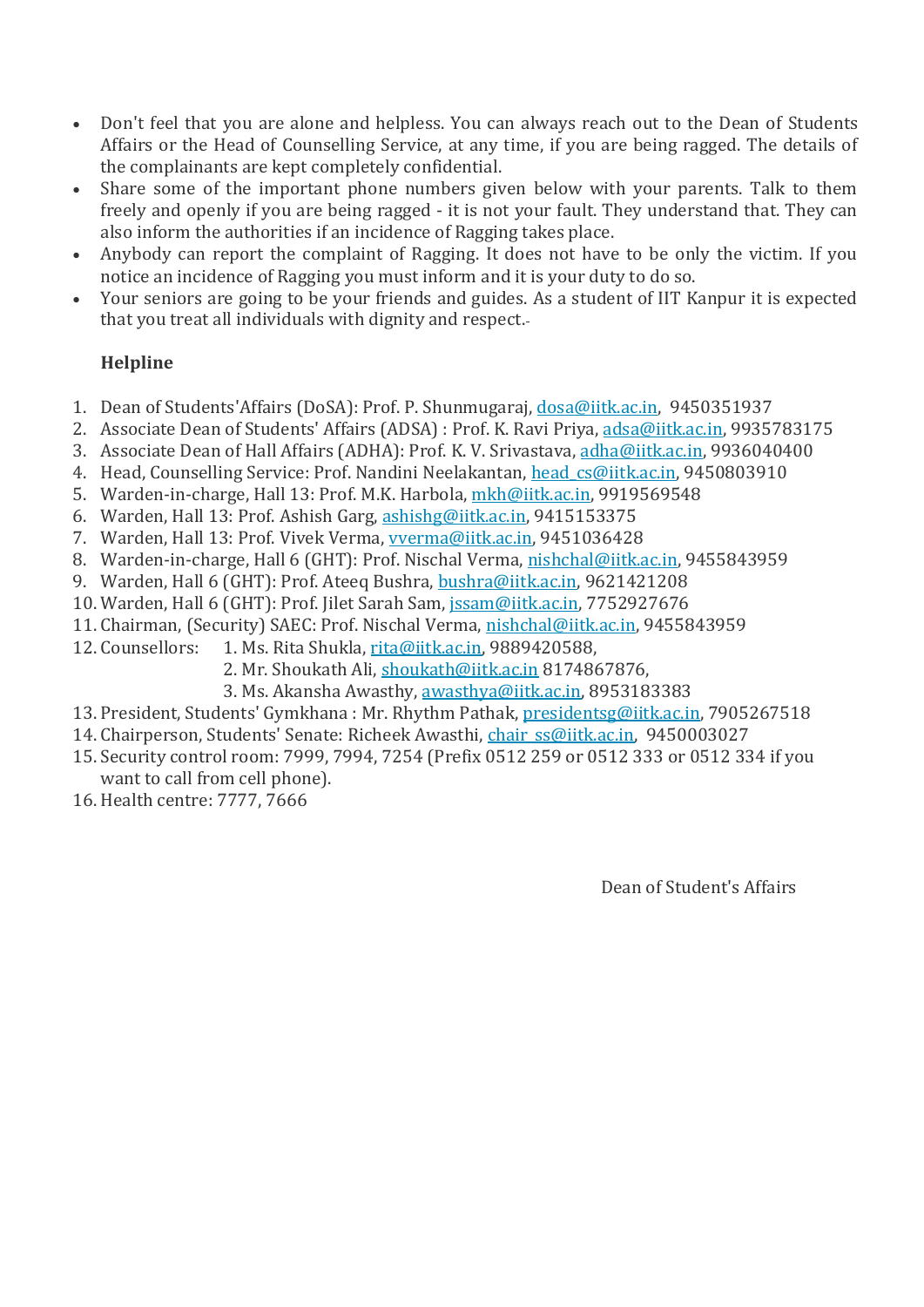- Don't feel that you are alone and helpless. You can always reach out to the Dean of Students Affairs or the Head of Counselling Service, at any time, if you are being ragged. The details of the complainants are kept completely confidential.
- Share some of the important phone numbers given below with your parents. Talk to them freely and openly if you are being ragged - it is not your fault. They understand that. They can also inform the authorities if an incidence of Ragging takes place.
- Anybody can report the complaint of Ragging. It does not have to be only the victim. If you notice an incidence of Ragging you must inform and it is your duty to do so.
- Your seniors are going to be your friends and guides. As a student of IIT Kanpur it is expected that you treat all individuals with dignity and respect.

**Helpline**

1. Dean of Students'Affairs (DoSA): Prof. P. Shunmugaraj, dosa@iitk.ac.in, 9450351937
2. Associate Dean of Students' Affairs (ADSA) : Prof. K. Ravi Priya, adsa@iitk.ac.in, 9935783175
3. Associate Dean of Hall Affairs (ADHA): Prof. K. V. Srivastava, adha@iitk.ac.in, 9936040400
4. Head, Counselling Service: Prof. Nandini Neelakantan, head_cs@iitk.ac.in, 9450803910
5. Warden-in-charge, Hall 13: Prof. M.K. Harbola, mkh@iitk.ac.in, 9919569548
6. Warden, Hall 13: Prof. Ashish Garg, ashishg@iitk.ac.in, 9415153375
7. Warden, Hall 13: Prof. Vivek Verma, vverma@iitk.ac.in, 9451036428
8. Warden-in-charge, Hall 6 (GHT): Prof. Nischal Verma, nishchal@iitk.ac.in, 9455843959
9. Warden, Hall 6 (GHT): Prof. Ateeq Bushra, bushra@iitk.ac.in, 9621421208
10. Warden, Hall 6 (GHT): Prof. Jilet Sarah Sam, jssam@iitk.ac.in, 7752927676
11. Chairman, (Security) SAEC: Prof. Nischal Verma, nishchal@iitk.ac.in, 9455843959
12. Counsellors:
    1. Ms. Rita Shukla, rita@iitk.ac.in, 9889420588,
    2. Mr. Shoukath Ali, shoukath@iitk.ac.in 8174867876,
    3. Ms. Akansha Awasthy, awasthya@iitk.ac.in, 8953183383
13. President, Students' Gymkhana : Mr. Rhythm Pathak, presidentsg@iitk.ac.in, 7905267518
14. Chairperson, Students' Senate: Richeek Awasthi, chair_ss@iitk.ac.in, 9450003027
15. Security control room: 7999, 7994, 7254 (Prefix 0512 259 or 0512 333 or 0512 334 if you want to call from cell phone).
16. Health centre: 7777, 7666

Dean of Student's Affairs